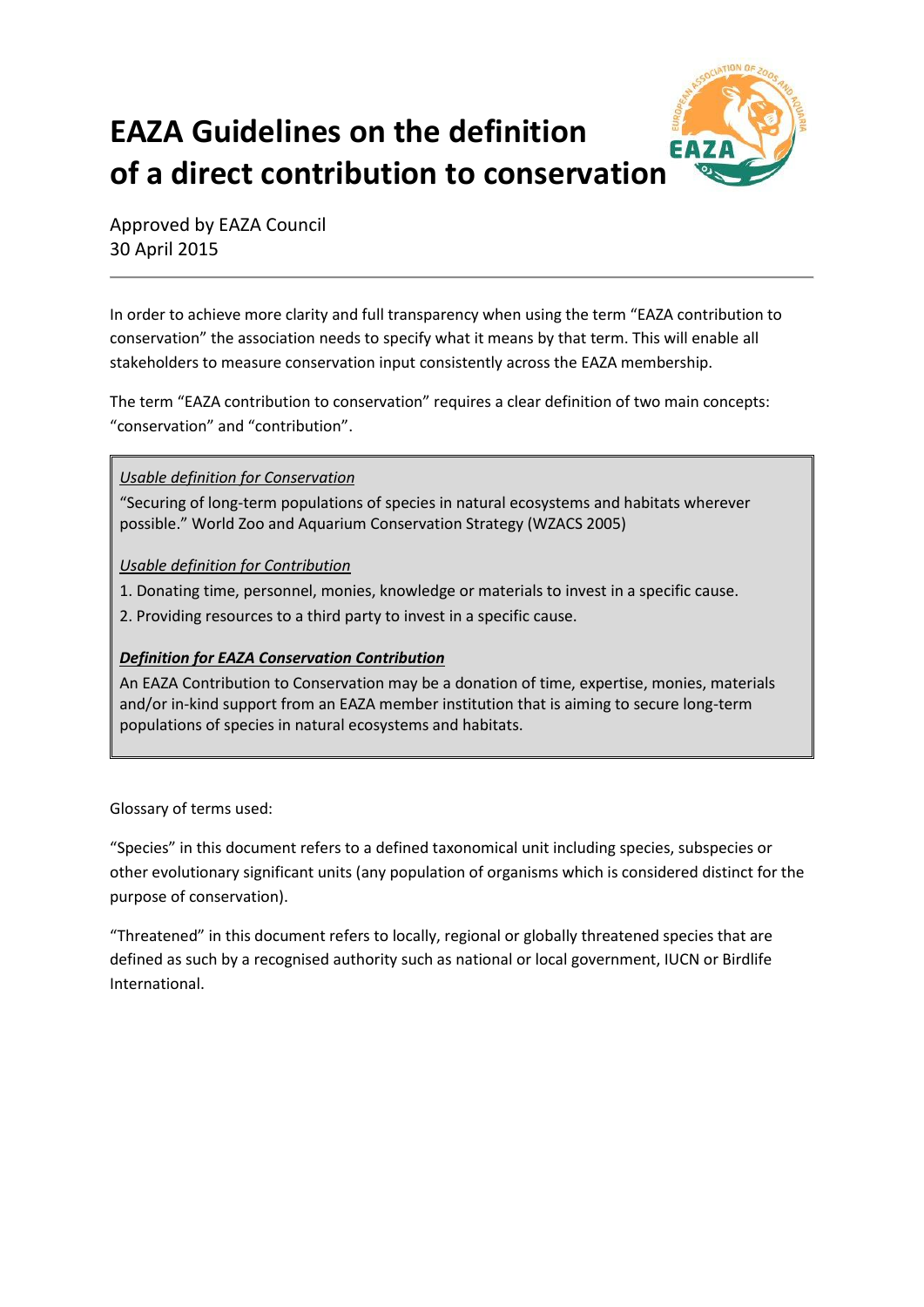# EAZA Guidelines on the definition of a direct contribution to conservation

Approved by EAZA Council
30 April 2015

In order to achieve more clarity and full transparency when using the term "EAZA contribution to conservation" the association needs to specify what it means by that term. This will enable all stakeholders to measure conservation input consistently across the EAZA membership.

The term "EAZA contribution to conservation" requires a clear definition of two main concepts: "conservation" and "contribution".

*Usable definition for Conservation*

"Securing of long-term populations of species in natural ecosystems and habitats wherever possible." World Zoo and Aquarium Conservation Strategy (WZACS 2005)

*Usable definition for Contribution*

1. Donating time, personnel, monies, knowledge or materials to invest in a specific cause.
2. Providing resources to a third party to invest in a specific cause.

***Definition for EAZA Conservation Contribution***

An EAZA Contribution to Conservation may be a donation of time, expertise, monies, materials and/or in-kind support from an EAZA member institution that is aiming to secure long-term populations of species in natural ecosystems and habitats.

Glossary of terms used:

"Species" in this document refers to a defined taxonomical unit including species, subspecies or other evolutionary significant units (any population of organisms which is considered distinct for the purpose of conservation).

"Threatened" in this document refers to locally, regional or globally threatened species that are defined as such by a recognised authority such as national or local government, IUCN or Birdlife International.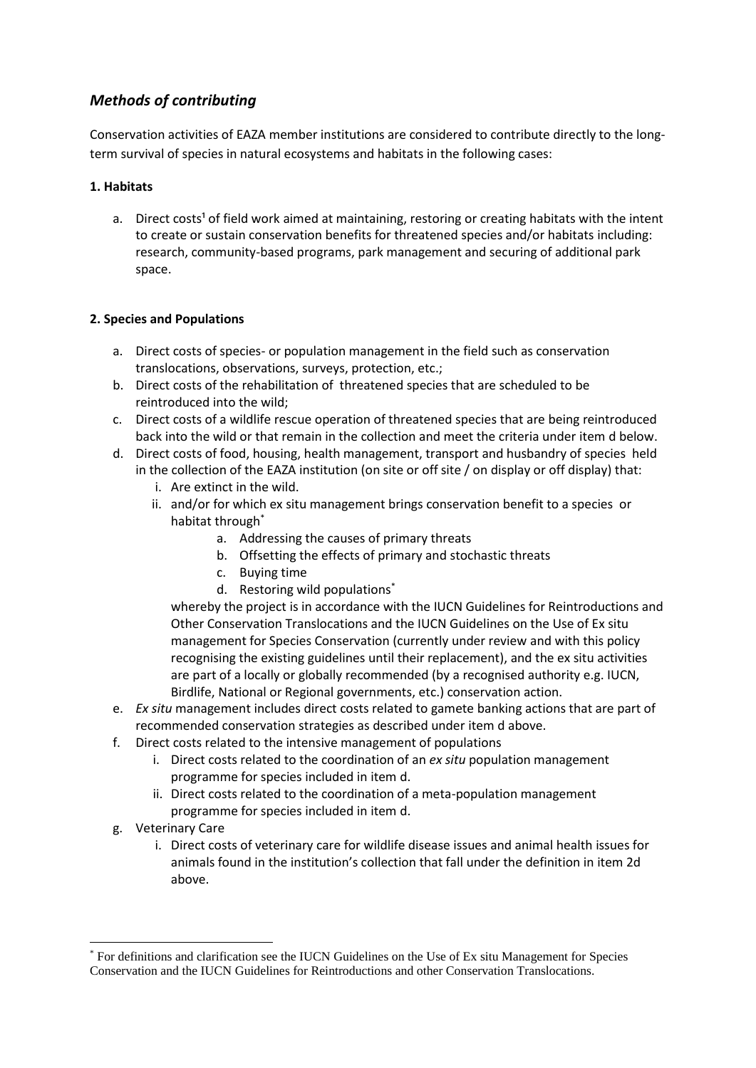## *Methods of contributing*

Conservation activities of EAZA member institutions are considered to contribute directly to the long-term survival of species in natural ecosystems and habitats in the following cases:

**1. Habitats**

a. Direct costs[1] of field work aimed at maintaining, restoring or creating habitats with the intent to create or sustain conservation benefits for threatened species and/or habitats including: research, community-based programs, park management and securing of additional park space.

**2. Species and Populations**

a. Direct costs of species- or population management in the field such as conservation translocations, observations, surveys, protection, etc.;
b. Direct costs of the rehabilitation of threatened species that are scheduled to be reintroduced into the wild;
c. Direct costs of a wildlife rescue operation of threatened species that are being reintroduced back into the wild or that remain in the collection and meet the criteria under item d below.
d. Direct costs of food, housing, health management, transport and husbandry of species held in the collection of the EAZA institution (on site or off site / on display or off display) that:
    i. Are extinct in the wild.
    ii. and/or for which ex situ management brings conservation benefit to a species or habitat through[*]
        a. Addressing the causes of primary threats
        b. Offsetting the effects of primary and stochastic threats
        c. Buying time
        d. Restoring wild populations[*]

    whereby the project is in accordance with the IUCN Guidelines for Reintroductions and Other Conservation Translocations and the IUCN Guidelines on the Use of Ex situ management for Species Conservation (currently under review and with this policy recognising the existing guidelines until their replacement), and the ex situ activities are part of a locally or globally recommended (by a recognised authority e.g. IUCN, Birdlife, National or Regional governments, etc.) conservation action.
e. *Ex situ* management includes direct costs related to gamete banking actions that are part of recommended conservation strategies as described under item d above.
f. Direct costs related to the intensive management of populations
    i. Direct costs related to the coordination of an *ex situ* population management programme for species included in item d.
    ii. Direct costs related to the coordination of a meta-population management programme for species included in item d.
g. Veterinary Care
    i. Direct costs of veterinary care for wildlife disease issues and animal health issues for animals found in the institution's collection that fall under the definition in item 2d above.

---

[*] For definitions and clarification see the IUCN Guidelines on the Use of Ex situ Management for Species Conservation and the IUCN Guidelines for Reintroductions and other Conservation Translocations.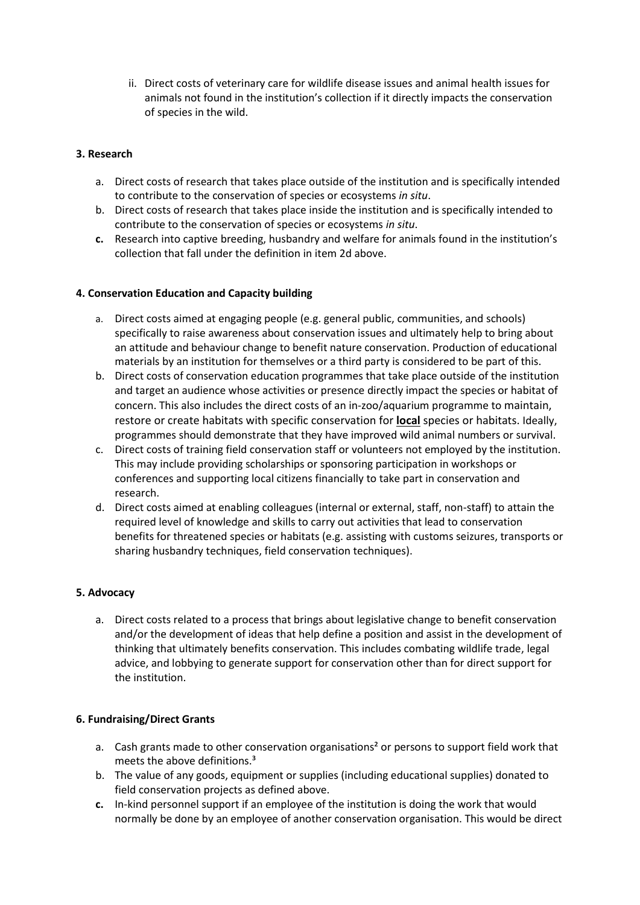ii. Direct costs of veterinary care for wildlife disease issues and animal health issues for animals not found in the institution's collection if it directly impacts the conservation of species in the wild.

**3. Research**

a. Direct costs of research that takes place outside of the institution and is specifically intended to contribute to the conservation of species or ecosystems *in situ*.
b. Direct costs of research that takes place inside the institution and is specifically intended to contribute to the conservation of species or ecosystems *in situ*.
c. Research into captive breeding, husbandry and welfare for animals found in the institution's collection that fall under the definition in item 2d above.

**4. Conservation Education and Capacity building**

a. Direct costs aimed at engaging people (e.g. general public, communities, and schools) specifically to raise awareness about conservation issues and ultimately help to bring about an attitude and behaviour change to benefit nature conservation. Production of educational materials by an institution for themselves or a third party is considered to be part of this.
b. Direct costs of conservation education programmes that take place outside of the institution and target an audience whose activities or presence directly impact the species or habitat of concern. This also includes the direct costs of an in-zoo/aquarium programme to maintain, restore or create habitats with specific conservation for **local** species or habitats. Ideally, programmes should demonstrate that they have improved wild animal numbers or survival.
c. Direct costs of training field conservation staff or volunteers not employed by the institution. This may include providing scholarships or sponsoring participation in workshops or conferences and supporting local citizens financially to take part in conservation and research.
d. Direct costs aimed at enabling colleagues (internal or external, staff, non-staff) to attain the required level of knowledge and skills to carry out activities that lead to conservation benefits for threatened species or habitats (e.g. assisting with customs seizures, transports or sharing husbandry techniques, field conservation techniques).

**5. Advocacy**

a. Direct costs related to a process that brings about legislative change to benefit conservation and/or the development of ideas that help define a position and assist in the development of thinking that ultimately benefits conservation. This includes combating wildlife trade, legal advice, and lobbying to generate support for conservation other than for direct support for the institution.

**6. Fundraising/Direct Grants**

a. Cash grants made to other conservation organisations[2] or persons to support field work that meets the above definitions.[3]
b. The value of any goods, equipment or supplies (including educational supplies) donated to field conservation projects as defined above.
c. In-kind personnel support if an employee of the institution is doing the work that would normally be done by an employee of another conservation organisation. This would be direct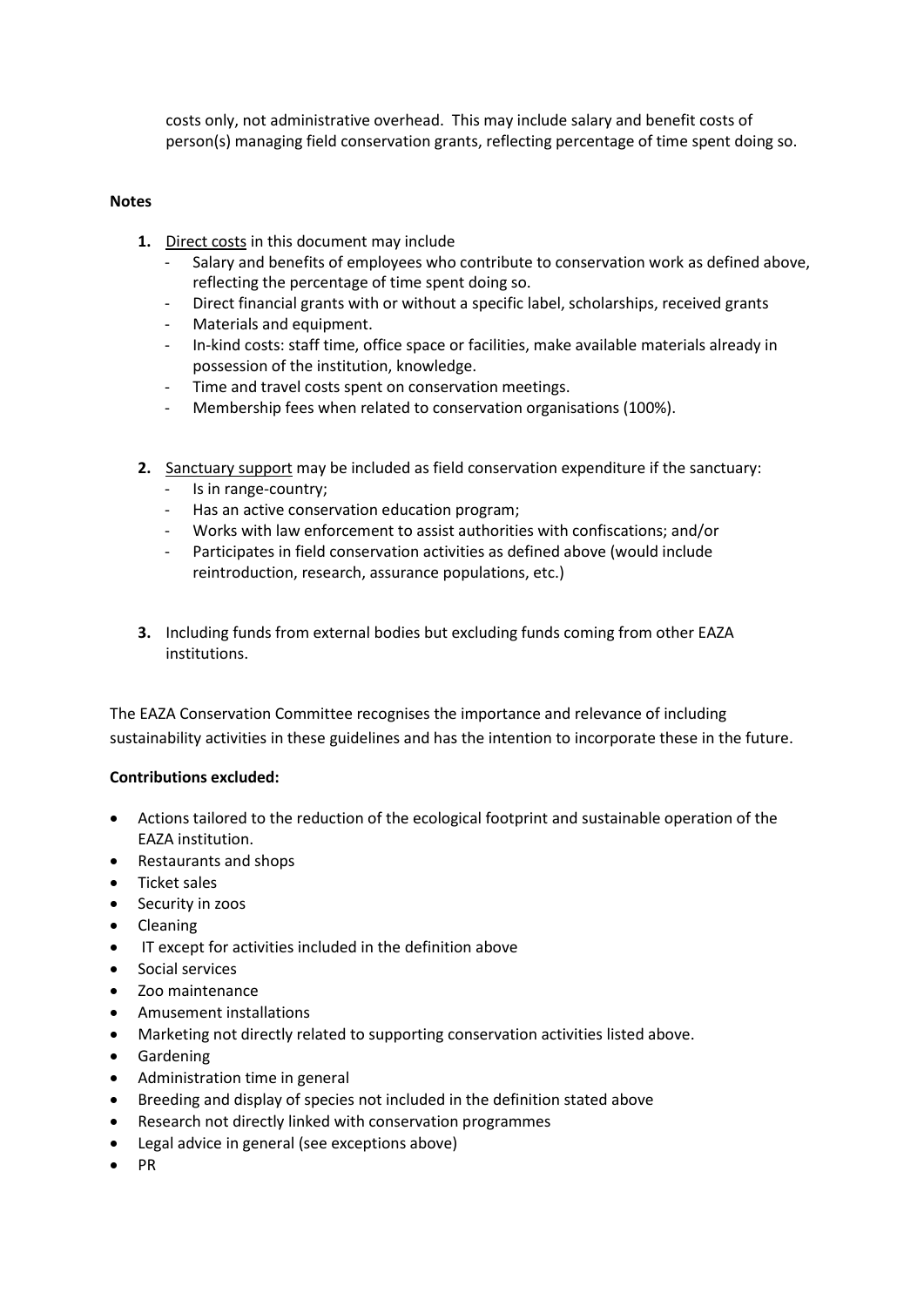costs only, not administrative overhead. This may include salary and benefit costs of person(s) managing field conservation grants, reflecting percentage of time spent doing so.

**Notes**

1. Direct costs in this document may include
   - Salary and benefits of employees who contribute to conservation work as defined above, reflecting the percentage of time spent doing so.
   - Direct financial grants with or without a specific label, scholarships, received grants
   - Materials and equipment.
   - In-kind costs: staff time, office space or facilities, make available materials already in possession of the institution, knowledge.
   - Time and travel costs spent on conservation meetings.
   - Membership fees when related to conservation organisations (100%).

2. Sanctuary support may be included as field conservation expenditure if the sanctuary:
   - Is in range-country;
   - Has an active conservation education program;
   - Works with law enforcement to assist authorities with confiscations; and/or
   - Participates in field conservation activities as defined above (would include reintroduction, research, assurance populations, etc.)

3. Including funds from external bodies but excluding funds coming from other EAZA institutions.

The EAZA Conservation Committee recognises the importance and relevance of including sustainability activities in these guidelines and has the intention to incorporate these in the future.

**Contributions excluded:**

- Actions tailored to the reduction of the ecological footprint and sustainable operation of the EAZA institution.
- Restaurants and shops
- Ticket sales
- Security in zoos
- Cleaning
- IT except for activities included in the definition above
- Social services
- Zoo maintenance
- Amusement installations
- Marketing not directly related to supporting conservation activities listed above.
- Gardening
- Administration time in general
- Breeding and display of species not included in the definition stated above
- Research not directly linked with conservation programmes
- Legal advice in general (see exceptions above)
- PR